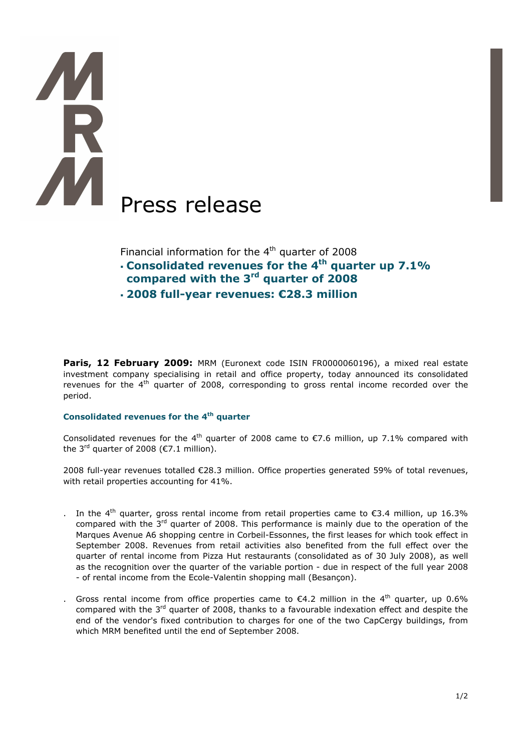# Press release

Financial information for the 4th quarter of 2008

- **Consolidated revenues for the 4th quarter up 7.1% compared with the 3rd quarter of 2008**
- **2008 full-year revenues: €28.3 million**

**Paris, 12 February 2009:** MRM (Euronext code ISIN FR0000060196), a mixed real estate investment company specialising in retail and office property, today announced its consolidated revenues for the 4th quarter of 2008, corresponding to gross rental income recorded over the period.

### Consolidated revenues for the 4th quarter

Consolidated revenues for the 4th quarter of 2008 came to €7.6 million, up 7.1% compared with the 3rd quarter of 2008 (€7.1 million).

2008 full-year revenues totalled €28.3 million. Office properties generated 59% of total revenues, with retail properties accounting for 41%.

- In the 4th quarter, gross rental income from retail properties came to €3.4 million, up 16.3% compared with the 3rd quarter of 2008. This performance is mainly due to the operation of the Marques Avenue A6 shopping centre in Corbeil-Essonnes, the first leases for which took effect in September 2008. Revenues from retail activities also benefited from the full effect over the quarter of rental income from Pizza Hut restaurants (consolidated as of 30 July 2008), as well as the recognition over the quarter of the variable portion - due in respect of the full year 2008 - of rental income from the Ecole-Valentin shopping mall (Besançon).

- Gross rental income from office properties came to €4.2 million in the 4th quarter, up 0.6% compared with the 3rd quarter of 2008, thanks to a favourable indexation effect and despite the end of the vendor's fixed contribution to charges for one of the two CapCergy buildings, from which MRM benefited until the end of September 2008.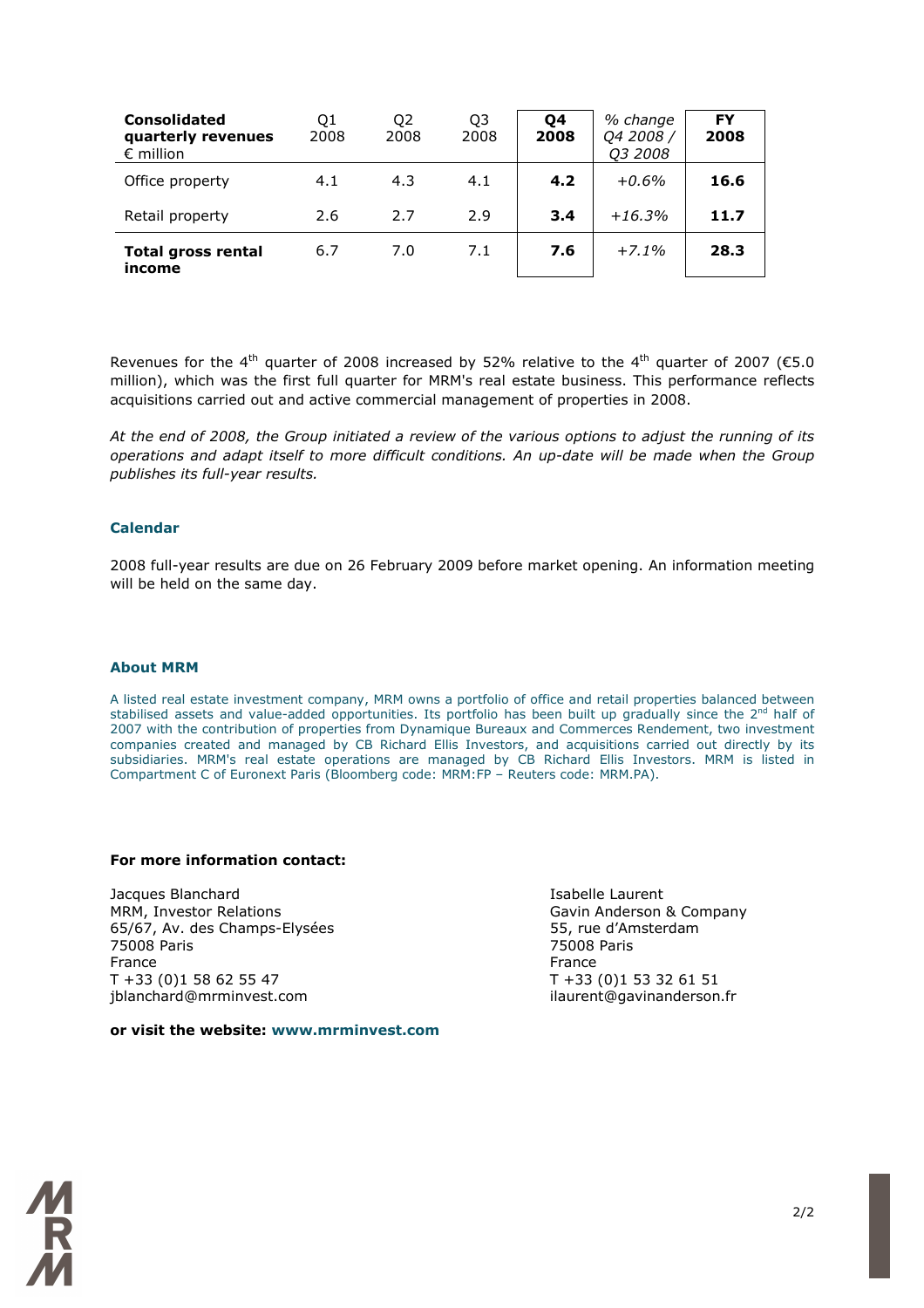| **Consolidated quarterly revenues** € million | Q1 2008 | Q2 2008 | Q3 2008 | **Q4 2008** | *% change Q4 2008 / Q3 2008* | **FY 2008** |
|---|---|---|---|---|---|---|
| Office property | 4.1 | 4.3 | 4.1 | **4.2** | *+0.6%* | **16.6** |
| Retail property | 2.6 | 2.7 | 2.9 | **3.4** | *+16.3%* | **11.7** |
| **Total gross rental income** | 6.7 | 7.0 | 7.1 | **7.6** | *+7.1%* | **28.3** |

Revenues for the 4th quarter of 2008 increased by 52% relative to the 4th quarter of 2007 (€5.0 million), which was the first full quarter for MRM's real estate business. This performance reflects acquisitions carried out and active commercial management of properties in 2008.

*At the end of 2008, the Group initiated a review of the various options to adjust the running of its operations and adapt itself to more difficult conditions. An up-date will be made when the Group publishes its full-year results.*

### Calendar

2008 full-year results are due on 26 February 2009 before market opening. An information meeting will be held on the same day.

### About MRM

A listed real estate investment company, MRM owns a portfolio of office and retail properties balanced between stabilised assets and value-added opportunities. Its portfolio has been built up gradually since the 2nd half of 2007 with the contribution of properties from Dynamique Bureaux and Commerces Rendement, two investment companies created and managed by CB Richard Ellis Investors, and acquisitions carried out directly by its subsidiaries. MRM's real estate operations are managed by CB Richard Ellis Investors. MRM is listed in Compartment C of Euronext Paris (Bloomberg code: MRM:FP – Reuters code: MRM.PA).

**For more information contact:**

Jacques Blanchard
MRM, Investor Relations
65/67, Av. des Champs-Elysées
75008 Paris
France
T +33 (0)1 58 62 55 47
jblanchard@mrminvest.com

Isabelle Laurent
Gavin Anderson & Company
55, rue d'Amsterdam
75008 Paris
France
T +33 (0)1 53 32 61 51
ilaurent@gavinanderson.fr

**or visit the website: www.mrminvest.com**